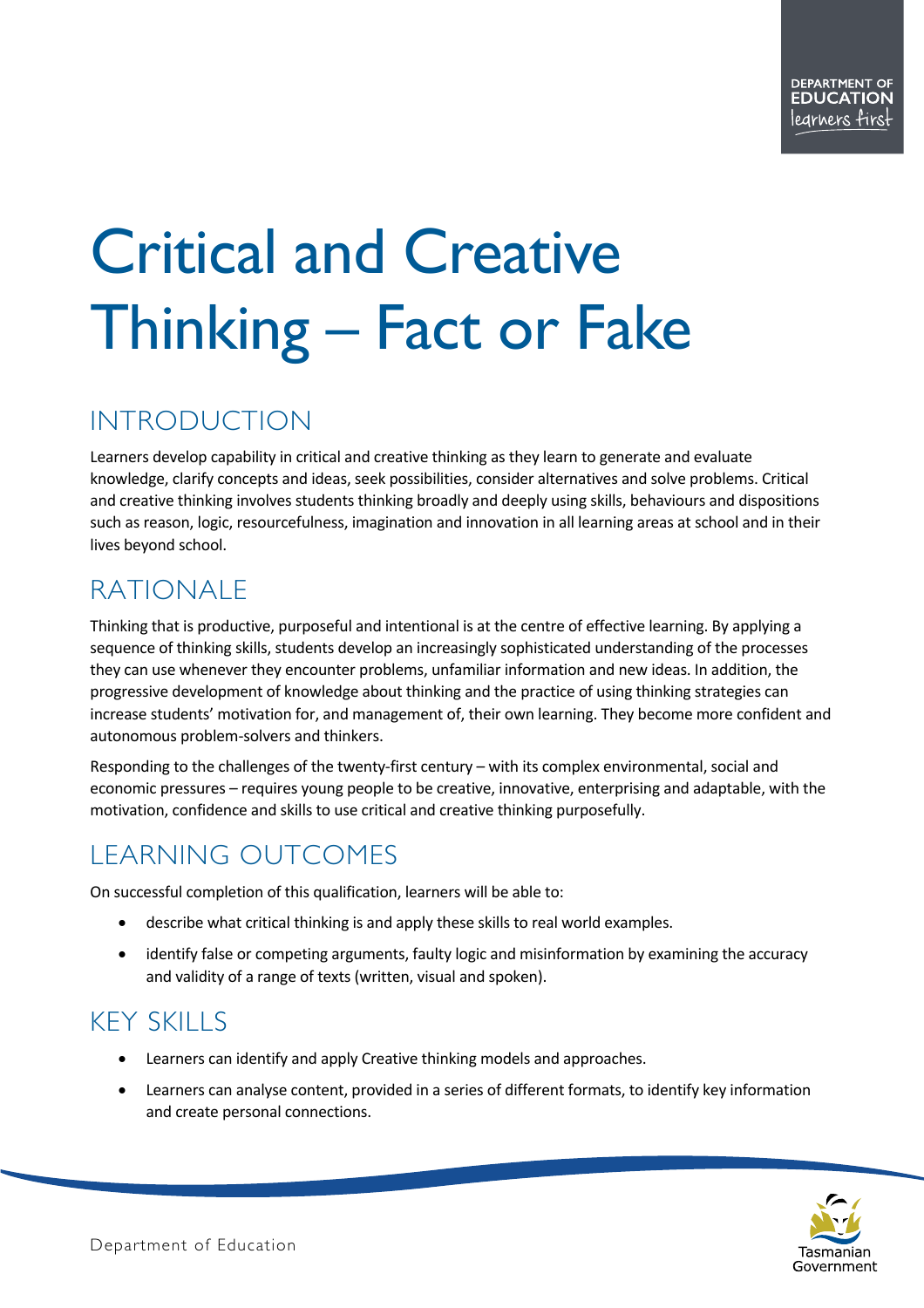# Critical and Creative Thinking – Fact or Fake

## INTRODUCTION

Learners develop capability in critical and creative thinking as they learn to generate and evaluate knowledge, clarify concepts and ideas, seek possibilities, consider alternatives and solve problems. Critical and creative thinking involves students thinking broadly and deeply using skills, behaviours and dispositions such as reason, logic, resourcefulness, imagination and innovation in all learning areas at school and in their lives beyond school.

## RATIONALE

Thinking that is productive, purposeful and intentional is at the centre of effective learning. By applying a sequence of thinking skills, students develop an increasingly sophisticated understanding of the processes they can use whenever they encounter problems, unfamiliar information and new ideas. In addition, the progressive development of knowledge about thinking and the practice of using thinking strategies can increase students' motivation for, and management of, their own learning. They become more confident and autonomous problem-solvers and thinkers.

Responding to the challenges of the twenty-first century – with its complex environmental, social and economic pressures – requires young people to be creative, innovative, enterprising and adaptable, with the motivation, confidence and skills to use critical and creative thinking purposefully.

## LEARNING OUTCOMES

On successful completion of this qualification, learners will be able to:

- describe what critical thinking is and apply these skills to real world examples.
- identify false or competing arguments, faulty logic and misinformation by examining the accuracy and validity of a range of texts (written, visual and spoken).

## KEY SKILLS

- Learners can identify and apply Creative thinking models and approaches.
- Learners can analyse content, provided in a series of different formats, to identify key information and create personal connections.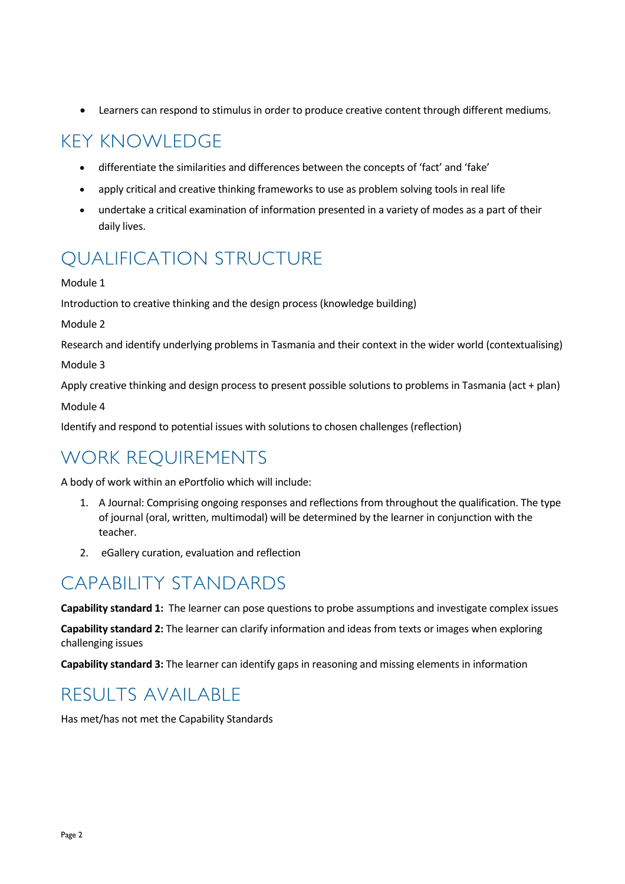- Learners can respond to stimulus in order to produce creative content through different mediums.

## KEY KNOWLEDGE

- differentiate the similarities and differences between the concepts of 'fact' and 'fake'
- apply critical and creative thinking frameworks to use as problem solving tools in real life
- undertake a critical examination of information presented in a variety of modes as a part of their daily lives.

## QUALIFICATION STRUCTURE

Module 1

Introduction to creative thinking and the design process (knowledge building)

Module 2

Research and identify underlying problems in Tasmania and their context in the wider world (contextualising)

Module 3

Apply creative thinking and design process to present possible solutions to problems in Tasmania (act + plan)

Module 4

Identify and respond to potential issues with solutions to chosen challenges (reflection)

## WORK REQUIREMENTS

A body of work within an ePortfolio which will include:

1. A Journal: Comprising ongoing responses and reflections from throughout the qualification. The type of journal (oral, written, multimodal) will be determined by the learner in conjunction with the teacher.
2. eGallery curation, evaluation and reflection

## CAPABILITY STANDARDS

**Capability standard 1:** The learner can pose questions to probe assumptions and investigate complex issues

**Capability standard 2:** The learner can clarify information and ideas from texts or images when exploring challenging issues

**Capability standard 3:** The learner can identify gaps in reasoning and missing elements in information

## RESULTS AVAILABLE

Has met/has not met the Capability Standards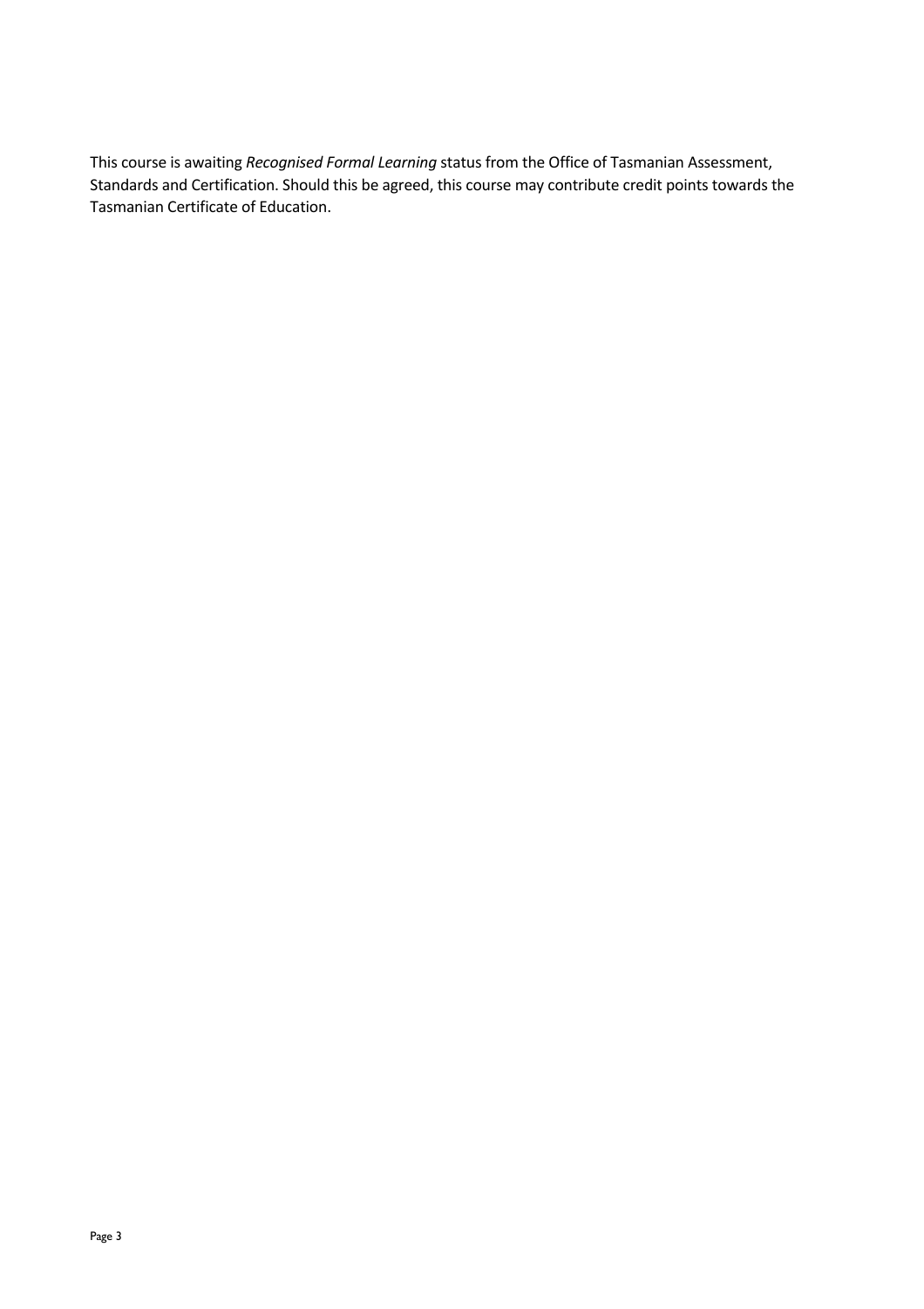This course is awaiting *Recognised Formal Learning* status from the Office of Tasmanian Assessment, Standards and Certification. Should this be agreed, this course may contribute credit points towards the Tasmanian Certificate of Education.